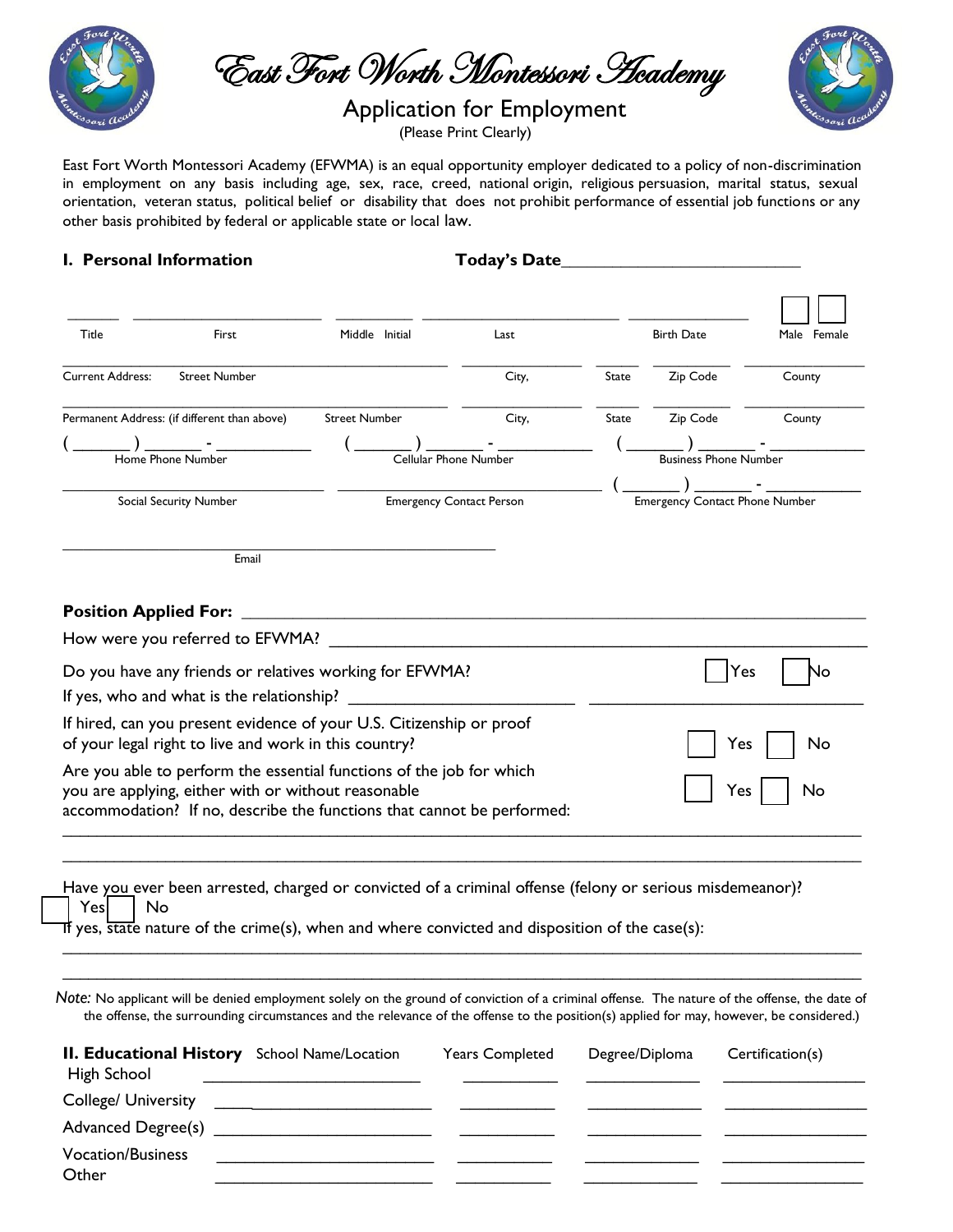# East Fort Worth Montessori Academy

## Application for Employment

(Please Print Clearly)

East Fort Worth Montessori Academy (EFWMA) is an equal opportunity employer dedicated to a policy of non-discrimination in employment on any basis including age, sex, race, creed, national origin, religious persuasion, marital status, sexual orientation, veteran status, political belief or disability that does not prohibit performance of essential job functions or any other basis prohibited by federal or applicable state or local law.

**I. Personal Information** **Today's Date**___________________________

______ ______________________ _________ _______________________ ______________ ☐ ☐

Title First Middle Initial Last Birth Date Male Female

_____________________________________________ ______________ _____ _________ ______________

Current Address: Street Number City, State Zip Code County

_____________________________________________ ______________ _____ _________ ______________

Permanent Address: (if different than above) Street Number City, State Zip Code County

( ______ ) ______ - __________ ( ______ ) ______ - __________ ( ______ ) ______ - __________

Home Phone Number Cellular Phone Number Business Phone Number

______________________________ ______________________________ ( ______ ) ______ - __________

Social Security Number Emergency Contact Person Emergency Contact Phone Number

__________________________________________________

Email

**Position Applied For:** ____________________________________________________________

How were you referred to EFWMA? ____________________________________________________

Do you have any friends or relatives working for EFWMA? ☐ Yes ☐ No

If yes, who and what is the relationship? ______________________ ____________________________

If hired, can you present evidence of your U.S. Citizenship or proof of your legal right to live and work in this country? ☐ Yes ☐ No

Are you able to perform the essential functions of the job for which you are applying, either with or without reasonable accommodation? If no, describe the functions that cannot be performed: ☐ Yes ☐ No

_____________________________________________________________________________________

_____________________________________________________________________________________

Have you ever been arrested, charged or convicted of a criminal offense (felony or serious misdemeanor)?

☐ Yes ☐ No

If yes, state nature of the crime(s), when and where convicted and disposition of the case(s):

_____________________________________________________________________________________

_____________________________________________________________________________________

*Note:* No applicant will be denied employment solely on the ground of conviction of a criminal offense. The nature of the offense, the date of the offense, the surrounding circumstances and the relevance of the offense to the position(s) applied for may, however, be considered.)

| **II. Educational History** | School Name/Location | Years Completed | Degree/Diploma | Certification(s) |
|---|---|---|---|---|
| High School | | | | |
| College/ University | | | | |
| Advanced Degree(s) | | | | |
| Vocation/Business | | | | |
| Other | | | | |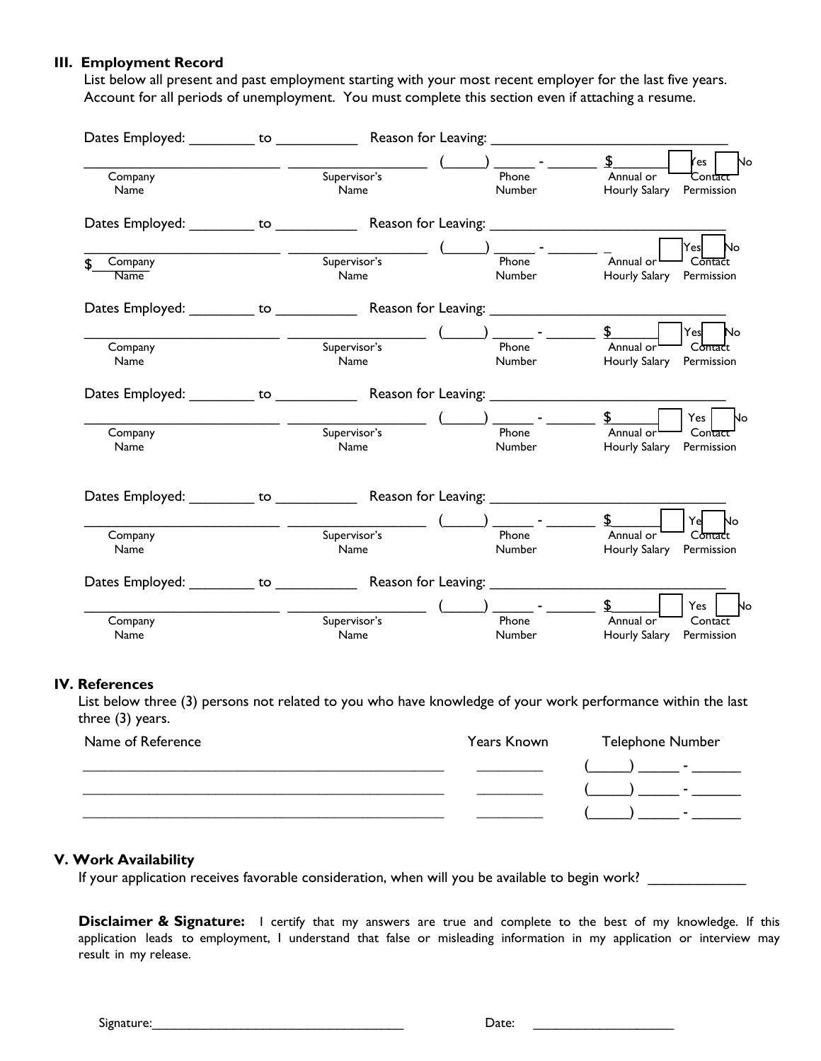### III. Employment Record

List below all present and past employment starting with your most recent employer for the last five years. Account for all periods of unemployment. You must complete this section even if attaching a resume.

Dates Employed: ________ to __________ Reason for Leaving: ______________________________

________________________ ________________ (_____) _____ - ______ $________ ☐ Yes ☐ No

Company Name | Supervisor's Name | Phone Number | Annual or Hourly Salary | Contact Permission

Dates Employed: ________ to __________ Reason for Leaving: ______________________________

________________________ ________________ (_____) _____ - ______ $________ ☐ Yes ☐ No

Company Name | Supervisor's Name | Phone Number | Annual or Hourly Salary | Contact Permission

Dates Employed: ________ to __________ Reason for Leaving: ______________________________

________________________ ________________ (_____) _____ - ______ $________ ☐ Yes ☐ No

Company Name | Supervisor's Name | Phone Number | Annual or Hourly Salary | Contact Permission

Dates Employed: ________ to __________ Reason for Leaving: ______________________________

________________________ ________________ (_____) _____ - ______ $________ ☐ Yes ☐ No

Company Name | Supervisor's Name | Phone Number | Annual or Hourly Salary | Contact Permission

Dates Employed: ________ to __________ Reason for Leaving: ______________________________

________________________ ________________ (_____) _____ - ______ $________ ☐ Yes ☐ No

Company Name | Supervisor's Name | Phone Number | Annual or Hourly Salary | Contact Permission

Dates Employed: ________ to __________ Reason for Leaving: ______________________________

________________________ ________________ (_____) _____ - ______ $________ ☐ Yes ☐ No

Company Name | Supervisor's Name | Phone Number | Annual or Hourly Salary | Contact Permission

### IV. References

List below three (3) persons not related to you who have knowledge of your work performance within the last three (3) years.

| Name of Reference | Years Known | Telephone Number |
|---|---|---|
| ______________________________________ | ________ | (_____) _____ - ______ |
| ______________________________________ | ________ | (_____) _____ - ______ |
| ______________________________________ | ________ | (_____) _____ - ______ |

### V. Work Availability

If your application receives favorable consideration, when will you be available to begin work? ____________

**Disclaimer & Signature:** I certify that my answers are true and complete to the best of my knowledge. If this application leads to employment, I understand that false or misleading information in my application or interview may result in my release.

Signature:________________________________ Date: __________________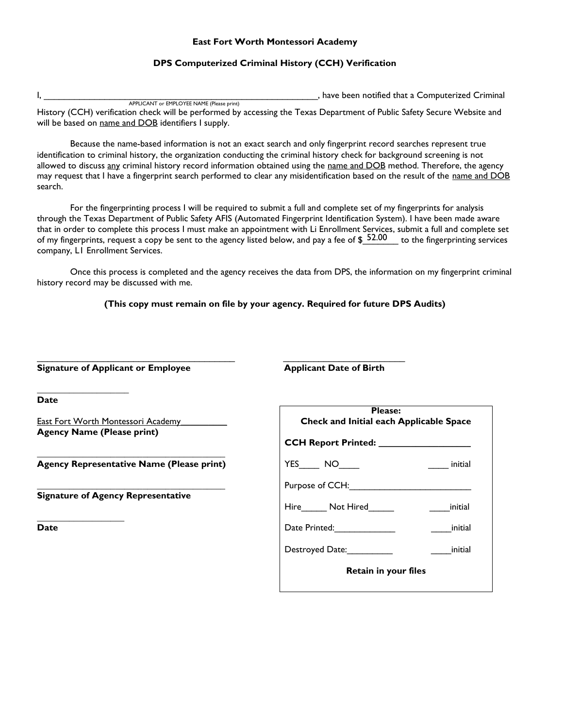**East Fort Worth Montessori Academy**

**DPS Computerized Criminal History (CCH) Verification**

I, ____________________________________________________________, have been notified that a Computerized Criminal
APPLICANT or EMPLOYEE NAME (Please print)
History (CCH) verification check will be performed by accessing the Texas Department of Public Safety Secure Website and will be based on name and DOB identifiers I supply.

Because the name-based information is not an exact search and only fingerprint record searches represent true identification to criminal history, the organization conducting the criminal history check for background screening is not allowed to discuss any criminal history record information obtained using the name and DOB method. Therefore, the agency may request that I have a fingerprint search performed to clear any misidentification based on the result of the name and DOB search.

For the fingerprinting process I will be required to submit a full and complete set of my fingerprints for analysis through the Texas Department of Public Safety AFIS (Automated Fingerprint Identification System). I have been made aware that in order to complete this process I must make an appointment with Li Enrollment Services, submit a full and complete set of my fingerprints, request a copy be sent to the agency listed below, and pay a fee of $ 52.00 to the fingerprinting services company, L1 Enrollment Services.

Once this process is completed and the agency receives the data from DPS, the information on my fingerprint criminal history record may be discussed with me.

**(This copy must remain on file by your agency. Required for future DPS Audits)**

__________________________________________
**Signature of Applicant or Employee**

__________________________
**Applicant Date of Birth**

____________________
**Date**

East Fort Worth Montessori Academy__________
**Agency Name (Please print)**

__________________________________________
**Agency Representative Name (Please print)**

__________________________________________
**Signature of Agency Representative**

____________________
**Date**

**Please:**
**Check and Initial each Applicable Space**

**CCH Report Printed: ___________________**

YES____ NO____ ____ initial

Purpose of CCH:__________________________

Hire_____ Not Hired_____ ____initial

Date Printed:_____________ ____initial

Destroyed Date:_________ ____initial

**Retain in your files**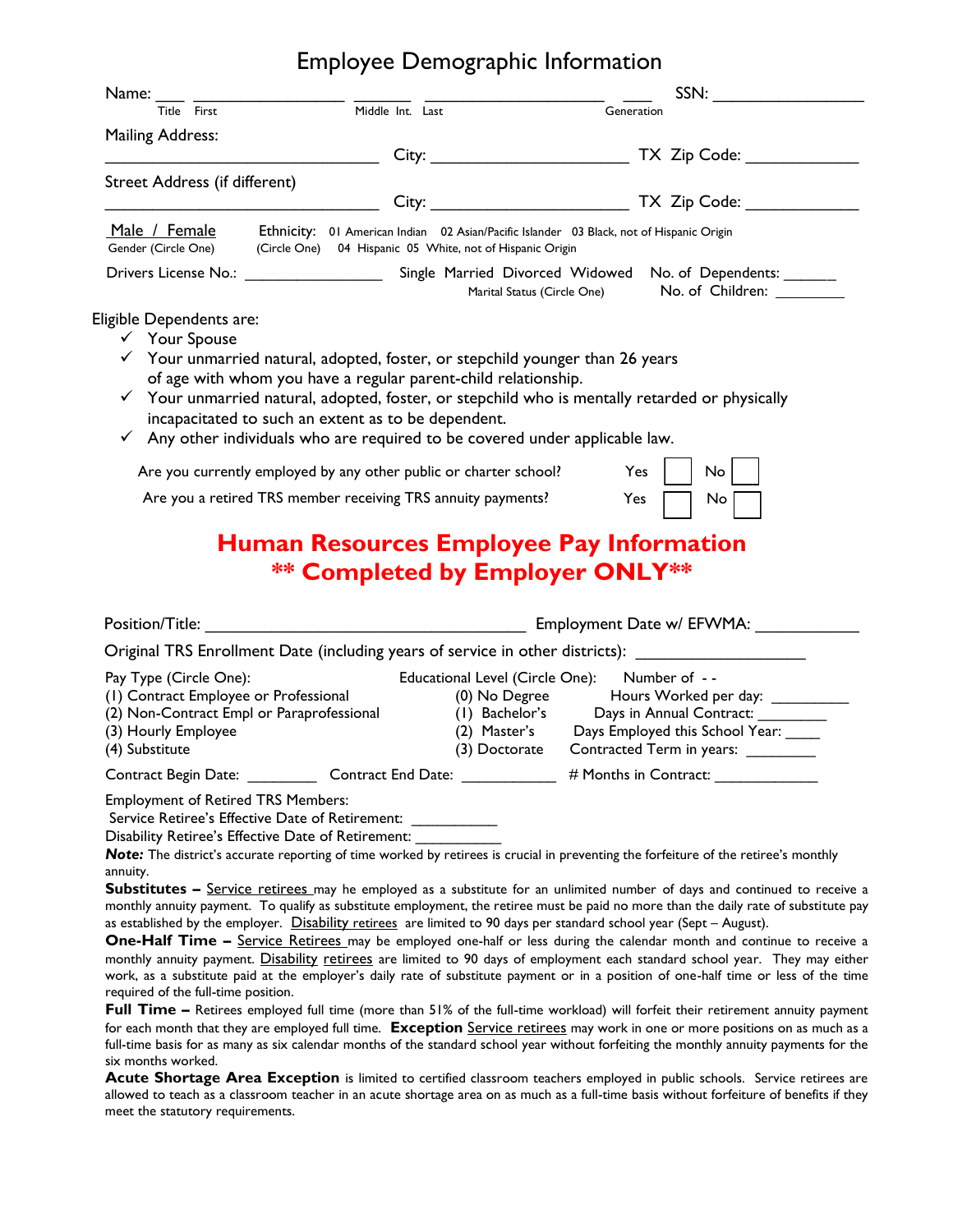# Employee Demographic Information

Name: ___ ________________ _______ __________________ ___ SSN: ________________
Title First Middle Int. Last Generation

Mailing Address:
______________________________ City: ____________________ TX Zip Code: ____________

Street Address (if different)
______________________________ City: ____________________ TX Zip Code: ____________

Male / Female
Gender (Circle One)

Ethnicity: 01 American Indian 02 Asian/Pacific Islander 03 Black, not of Hispanic Origin 04 Hispanic 05 White, not of Hispanic Origin
(Circle One)

Drivers License No.: _______________ Single Married Divorced Widowed No. of Dependents: ______
Marital Status (Circle One) No. of Children: ________

Eligible Dependents are:

- ✓ Your Spouse
- ✓ Your unmarried natural, adopted, foster, or stepchild younger than 26 years of age with whom you have a regular parent-child relationship.
- ✓ Your unmarried natural, adopted, foster, or stepchild who is mentally retarded or physically incapacitated to such an extent as to be dependent.
- ✓ Any other individuals who are required to be covered under applicable law.

Are you currently employed by any other public or charter school? Yes ☐ No ☐

Are you a retired TRS member receiving TRS annuity payments? Yes ☐ No ☐

## Human Resources Employee Pay Information
## ** Completed by Employer ONLY**

Position/Title: ____________________________________ Employment Date w/ EFWMA: ___________

Original TRS Enrollment Date (including years of service in other districts): __________________

Pay Type (Circle One):
(1) Contract Employee or Professional
(2) Non-Contract Empl or Paraprofessional
(3) Hourly Employee
(4) Substitute

Educational Level (Circle One):
(0) No Degree
(1) Bachelor's
(2) Master's
(3) Doctorate

Number of - -
Hours Worked per day: _________
Days in Annual Contract: ________
Days Employed this School Year: ____
Contracted Term in years: ________

Contract Begin Date: ________ Contract End Date: ___________ # Months in Contract: ____________

Employment of Retired TRS Members:
Service Retiree's Effective Date of Retirement: __________
Disability Retiree's Effective Date of Retirement: __________

***Note:*** The district's accurate reporting of time worked by retirees is crucial in preventing the forfeiture of the retiree's monthly annuity.

**Substitutes –** Service retirees may he employed as a substitute for an unlimited number of days and continued to receive a monthly annuity payment. To qualify as substitute employment, the retiree must be paid no more than the daily rate of substitute pay as established by the employer. Disability retirees are limited to 90 days per standard school year (Sept – August).

**One-Half Time –** Service Retirees may be employed one-half or less during the calendar month and continue to receive a monthly annuity payment. Disability retirees are limited to 90 days of employment each standard school year. They may either work, as a substitute paid at the employer's daily rate of substitute payment or in a position of one-half time or less of the time required of the full-time position.

**Full Time –** Retirees employed full time (more than 51% of the full-time workload) will forfeit their retirement annuity payment for each month that they are employed full time. **Exception** Service retirees may work in one or more positions on as much as a full-time basis for as many as six calendar months of the standard school year without forfeiting the monthly annuity payments for the six months worked.

**Acute Shortage Area Exception** is limited to certified classroom teachers employed in public schools. Service retirees are allowed to teach as a classroom teacher in an acute shortage area on as much as a full-time basis without forfeiture of benefits if they meet the statutory requirements.